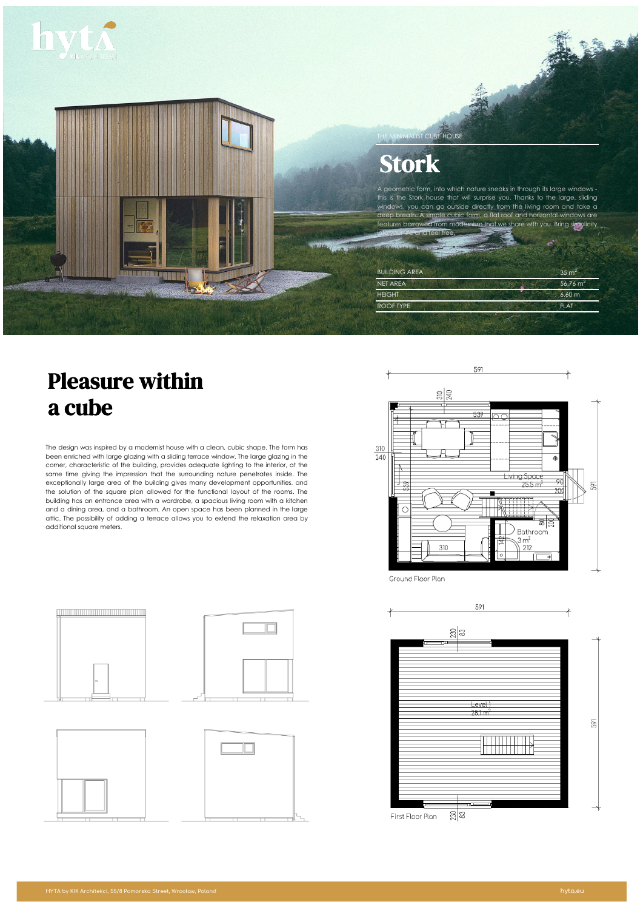THE MINIMALIST CUBE HOUSE

# Stork

A geometric form, into which nature sneaks in through its large windows - this is the Stork house that will surprise you. Thanks to the large, sliding windows, you can go outside directly from the living room and take a deep breath. A simple cubic form, a flat roof and horizontal windows are features borrowed from modernism that we share with you. Bring simplicity into your life and feel free.

| | |
|---|---|
| BUILDING AREA | 35 m$^2$ |
| NET AREA | 56,76 m$^2$ |
| HEIGHT | 6,60 m |
| ROOF TYPE | FLAT |

## Pleasure within a cube

The design was inspired by a modernist house with a clean, cubic shape. The form has been enriched with large glazing with a sliding terrace window. The large glazing in the corner, characteristic of the building, provides adequate lighting to the interior, at the same time giving the impression that the surrounding nature penetrates inside. The exceptionally large area of the building gives many development opportunities, and the solution of the square plan allowed for the functional layout of the rooms. The building has an entrance area with a wardrobe, a spacious living room with a kitchen and a dining area, and a bathroom. An open space has been planned in the large attic. The possibility of adding a terrace allows you to extend the relaxation area by additional square meters.

Living Space 25,5 m$^2$

Bathroom 3 m$^2$

Ground Floor Plan

Level 1 28,1 m$^2$

First Floor Plan

HYTA by KIK Architekci, 55/8 Pomorska Street, Wrocław, Poland

hyta.eu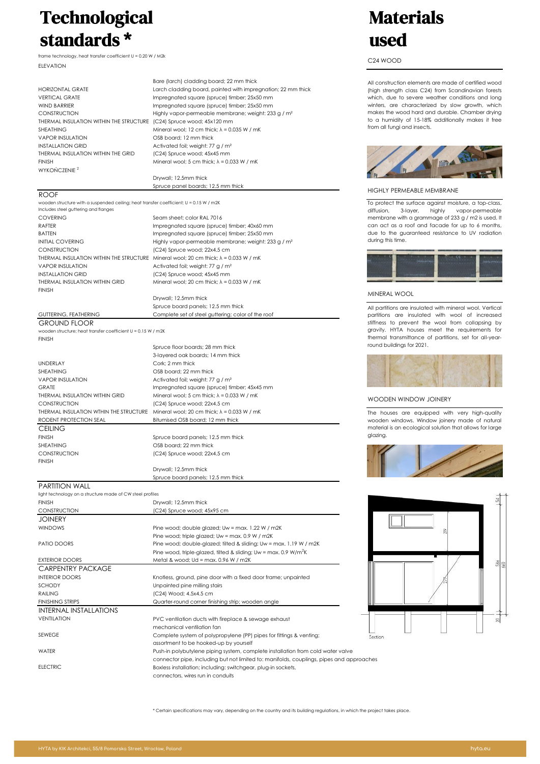# Technological standards *

frame technology, heat transfer coefficient U = 0.20 W / M2k

ELEVATION

| | |
|---|---|
| | Bare (larch) cladding board; 22 mm thick |
| HORIZONTAL GRATE | Larch cladding board, painted with impregnation; 22 mm thick |
| VERTICAL GRATE | Impregnated square (spruce) timber; 25x50 mm |
| WIND BARRIER | Impregnated square (spruce) timber; 25x50 mm |
| CONSTRUCTION | Highly vapor-permeable membrane; weight: 233 g / m² |
| THERMAL INSULATION WITHIN THE STRUCTURE | (C24) Spruce wood; 45x120 mm |
| SHEATHING | Mineral wool; 12 cm thick; λ = 0.035 W / mK |
| VAPOR INSULATION | OSB board; 12 mm thick |
| INSTALLATION GRID | Activated foil; weight: 77 g / m² |
| THERMAL INSULATION WITHIN THE GRID | (C24) Spruce wood; 45x45 mm |
| FINISH | Mineral wool; 5 cm thick; λ = 0.033 W / mK |
| WYKOŃCZENIE [2] | |
| | Drywall; 12.5mm thick |
| | Spruce panel boards; 12.5 mm thick |

ROOF

wooden structure with a suspended ceiling; heat transfer coefficient; U = 0.15 W / m2K
Includes steel guttering and flanges

| | |
|---|---|
| COVERING | Seam sheet; color RAL 7016 |
| RAFTER | Impregnated square (spruce) timber; 40x60 mm |
| BATTEN | Impregnated square (spruce) timber; 25x50 mm |
| INITIAL COVERING | Highly vapor-permeable membrane; weight: 233 g / m² |
| CONSTRUCTION | (C24) Spruce wood; 22x4.5 cm |
| THERMAL INSULATION WITHIN THE STRUCTURE | Mineral wool; 20 cm thick; λ = 0.033 W / mK |
| VAPOR INSULATION | Activated foil; weight: 77 g / m² |
| INSTALLATION GRID | (C24) Spruce wood; 45x45 mm |
| THERMAL INSULATION WITHIN GRID | Mineral wool; 20 cm thick; λ = 0.033 W / mK |
| FINISH | |
| | Drywall; 12.5mm thick |
| | Spruce board panels; 12.5 mm thick |
| GUTTERING, FEATHERING | Complete set of steel guttering; color of the roof |

GROUND FLOOR

wooden structure; heat transfer coefficient U = 0.15 W / m2K

| | |
|---|---|
| FINISH | |
| | Spruce floor boards; 28 mm thick |
| | 3-layered oak boards; 14 mm thick |
| UNDERLAY | Cork; 2 mm thick |
| SHEATHING | OSB board; 22 mm thick |
| VAPOR INSULATION | Activated foil; weight: 77 g / m² |
| GRATE | Impregnated square (spruce) timber; 45x45 mm |
| THERMAL INSULATION WITHIN GRID | Mineral wool; 5 cm thick; λ = 0.033 W / mK |
| CONSTRUCTION | (C24) Spruce wood; 22x4.5 cm |
| THERMAL INSULATION WTHIN THE STRUCTURE | Mineral wool; 20 cm thick; λ = 0.033 W / mK |
| RODENT PROTECTION SEAL | Bitumised OSB board; 12 mm thick |

CEILING

| | |
|---|---|
| FINISH | Spruce board panels; 12.5 mm thick |
| SHEATHING | OSB board; 22 mm thick |
| CONSTRUCTION | (C24) Spruce wood; 22x4.5 cm |
| FINISH | |
| | Drywall; 12.5mm thick |
| | Spruce board panels; 12.5 mm thick |

PARTITION WALL

light technology on a structure made of CW steel profiles

| | |
|---|---|
| FINISH | Drywall; 12.5mm thick |
| CONSTRUCTION | (C24) Spruce wood; 45x95 cm |

JOINERY

| | |
|---|---|
| WINDOWS | Pine wood; double glazed; Uw = max. 1.22 W / m2K |
| | Pine wood; triple glazed; Uw = max. 0.9 W / m2K |
| PATIO DOORS | Pine wood; double-glazed; tilted & sliding; Uw = max. 1.19 W / m2K |
| | Pine wood, triple-glazed, tilted & sliding; Uw = max. 0.9 W/m²K |
| EXTERIOR DOORS | Metal & wood; Ud = max. 0.96 W / m2K |

CARPENTRY PACKAGE

| | |
|---|---|
| INTERIOR DOORS | Knotless, ground, pine door with a fixed door frame; unpainted |
| SCHODY | Unpainted pine milling stairs |
| RAILING | (C24) Wood; 4.5x4.5 cm |
| FINISHING STRIPS | Quarter-round corner finishing strip; wooden angle |

INTERNAL INSTALLATIONS

| | |
|---|---|
| VENTILATION | PVC ventilation ducts with fireplace & sewage exhaust mechanical ventilation fan |
| SEWEGE | Complete system of polypropylene (PP) pipes for fittings & venting; assortment to be hooked-up by yourself |
| WATER | Push-in polybutylene piping system, complete installation from cold water valve connector pipe, including but not limited to: manifolds, couplings, pipes and approaches |
| ELECTRIC | Boxless installation; including: switchgear, plug-in sockets, connectors, wires run in conduits |

# Materials used

## C24 WOOD

All construction elements are made of certified wood (high strength class C24) from Scandinavian forests which, due to severe weather conditions and long winters, are characterized by slow growth, which makes the wood hard and durable. Chamber drying to a humidity of 15-18% additionally makes it free from all fungi and insects.

## HIGHLY PERMEABLE MEMBRANE

To protect the surface against moisture, a top-class, diffusion, 3-layer, highly vapor-permeable membrane with a grammage of 233 g / m2 is used. It can act as a roof and facade for up to 6 months, due to the guaranteed resistance to UV radiation during this time.

## MINERAL WOOL

All partitions are insulated with mineral wool. Vertical partitions are insulated with wool of increased stiffness to prevent the wool from collapsing by gravity. HYTA houses meet the requirements for thermal transmittance of partitions, set for all-year-round buildings for 2021.

## WOODEN WINDOW JOINERY

The houses are equipped with very high-quality wooden windows. Window joinery made of natural material is an ecological solution that allows for large glazing.

54

219

586

660

277

20

Section

\* Certain specifications may vary, depending on the country and its building regulations, in which the project takes place.

HYTA by KIK Architekci, 55/8 Pomorska Street, Wrocław, Poland

hyta.eu